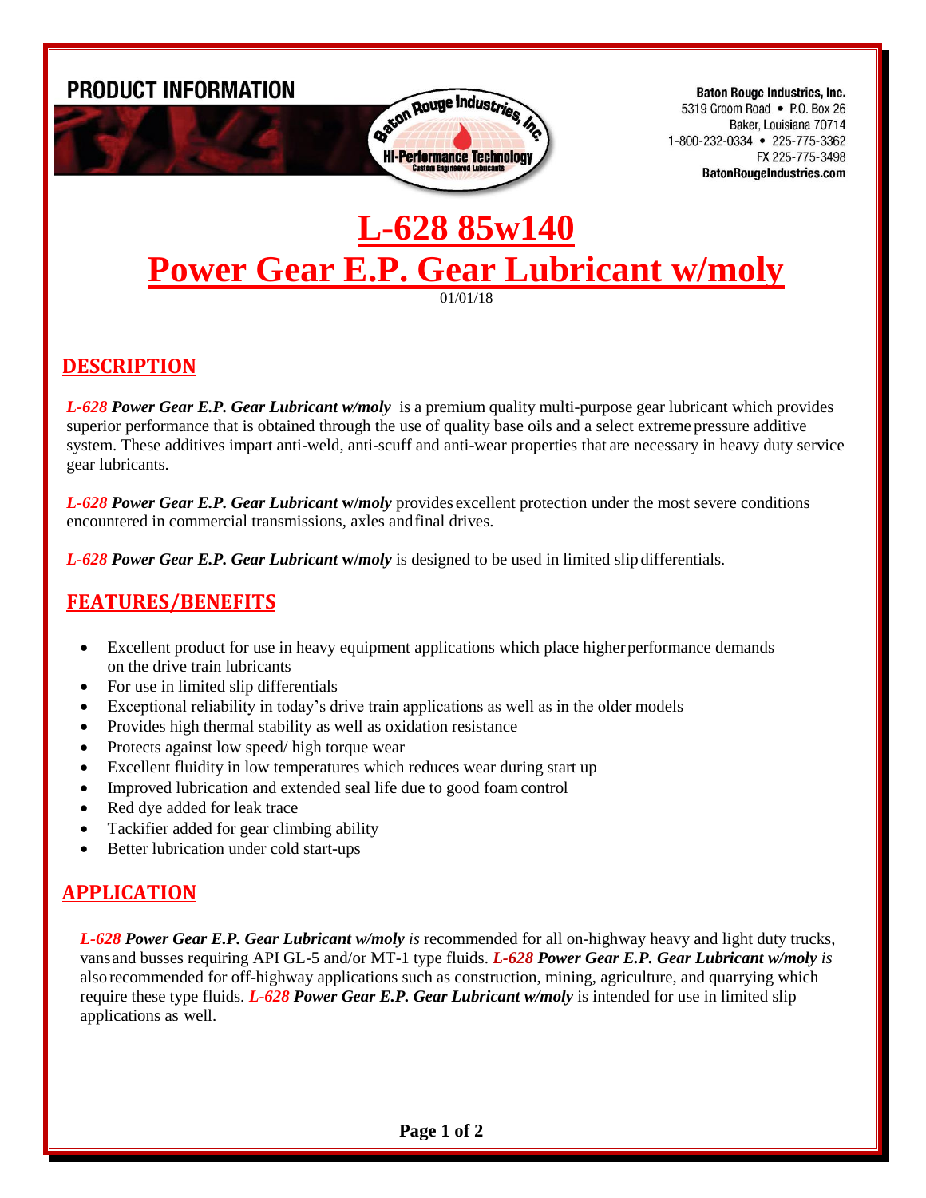**PRODUCT INFORMATION**

**Baton Rouge Industries, Inc.**
5319 Groom Road • P.O. Box 26
Baker, Louisiana 70714
1-800-232-0334 • 225-775-3362
FX 225-775-3498
**BatonRougeIndustries.com**

# L-628 85w140
# Power Gear E.P. Gear Lubricant w/moly

01/01/18

## DESCRIPTION

***L-628 Power Gear E.P. Gear Lubricant w/moly*** is a premium quality multi-purpose gear lubricant which provides superior performance that is obtained through the use of quality base oils and a select extreme pressure additive system. These additives impart anti-weld, anti-scuff and anti-wear properties that are necessary in heavy duty service gear lubricants.

***L-628 Power Gear E.P. Gear Lubricant*** **w/*moly*** provides excellent protection under the most severe conditions encountered in commercial transmissions, axles and final drives.

***L-628 Power Gear E.P. Gear Lubricant*** **w/*moly*** is designed to be used in limited slip differentials.

## FEATURES/BENEFITS

- Excellent product for use in heavy equipment applications which place higher performance demands on the drive train lubricants
- For use in limited slip differentials
- Exceptional reliability in today's drive train applications as well as in the older models
- Provides high thermal stability as well as oxidation resistance
- Protects against low speed/ high torque wear
- Excellent fluidity in low temperatures which reduces wear during start up
- Improved lubrication and extended seal life due to good foam control
- Red dye added for leak trace
- Tackifier added for gear climbing ability
- Better lubrication under cold start-ups

## APPLICATION

***L-628 Power Gear E.P. Gear Lubricant w/moly*** *is* recommended for all on-highway heavy and light duty trucks, vans and busses requiring API GL-5 and/or MT-1 type fluids. ***L-628 Power Gear E.P. Gear Lubricant w/moly*** *is* also recommended for off-highway applications such as construction, mining, agriculture, and quarrying which require these type fluids. ***L-628 Power Gear E.P. Gear Lubricant w/moly*** is intended for use in limited slip applications as well.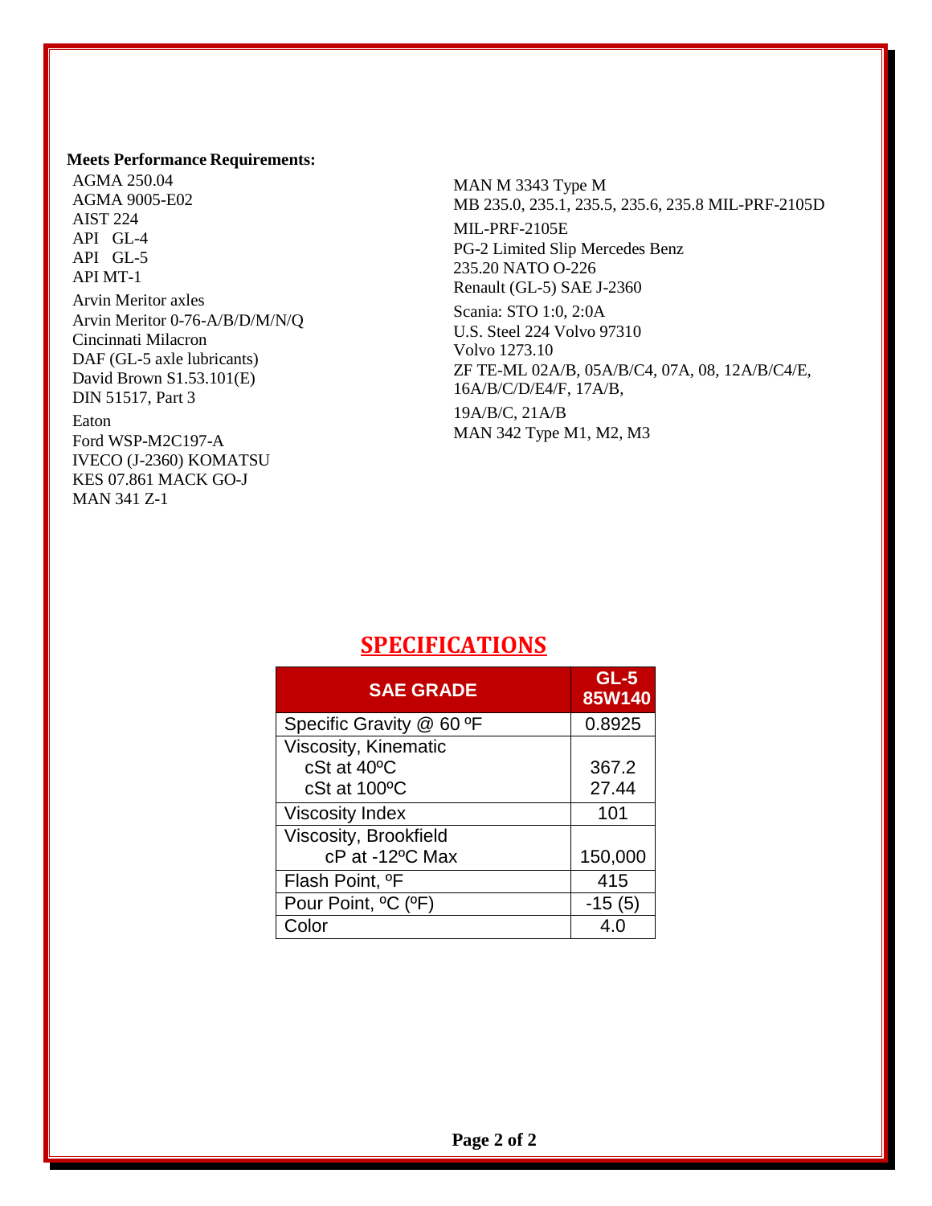**Meets Performance Requirements:**

AGMA 250.04
AGMA 9005-E02
AIST 224
API GL-4
API GL-5
API MT-1
Arvin Meritor axles
Arvin Meritor 0-76-A/B/D/M/N/Q
Cincinnati Milacron
DAF (GL-5 axle lubricants)
David Brown S1.53.101(E)
DIN 51517, Part 3
Eaton
Ford WSP-M2C197-A
IVECO (J-2360) KOMATSU
KES 07.861 MACK GO-J
MAN 341 Z-1

MAN M 3343 Type M
MB 235.0, 235.1, 235.5, 235.6, 235.8 MIL-PRF-2105D
MIL-PRF-2105E
PG-2 Limited Slip Mercedes Benz
235.20 NATO O-226
Renault (GL-5) SAE J-2360
Scania: STO 1:0, 2:0A
U.S. Steel 224 Volvo 97310
Volvo 1273.10
ZF TE-ML 02A/B, 05A/B/C4, 07A, 08, 12A/B/C4/E, 16A/B/C/D/E4/F, 17A/B,
19A/B/C, 21A/B
MAN 342 Type M1, M2, M3

## SPECIFICATIONS

| SAE GRADE | GL-5 85W140 |
|---|---|
| Specific Gravity @ 60 ºF | 0.8925 |
| Viscosity, Kinematic | |
| cSt at 40ºC | 367.2 |
| cSt at 100ºC | 27.44 |
| Viscosity Index | 101 |
| Viscosity, Brookfield | |
| cP at -12ºC Max | 150,000 |
| Flash Point, ºF | 415 |
| Pour Point, ºC (ºF) | -15 (5) |
| Color | 4.0 |